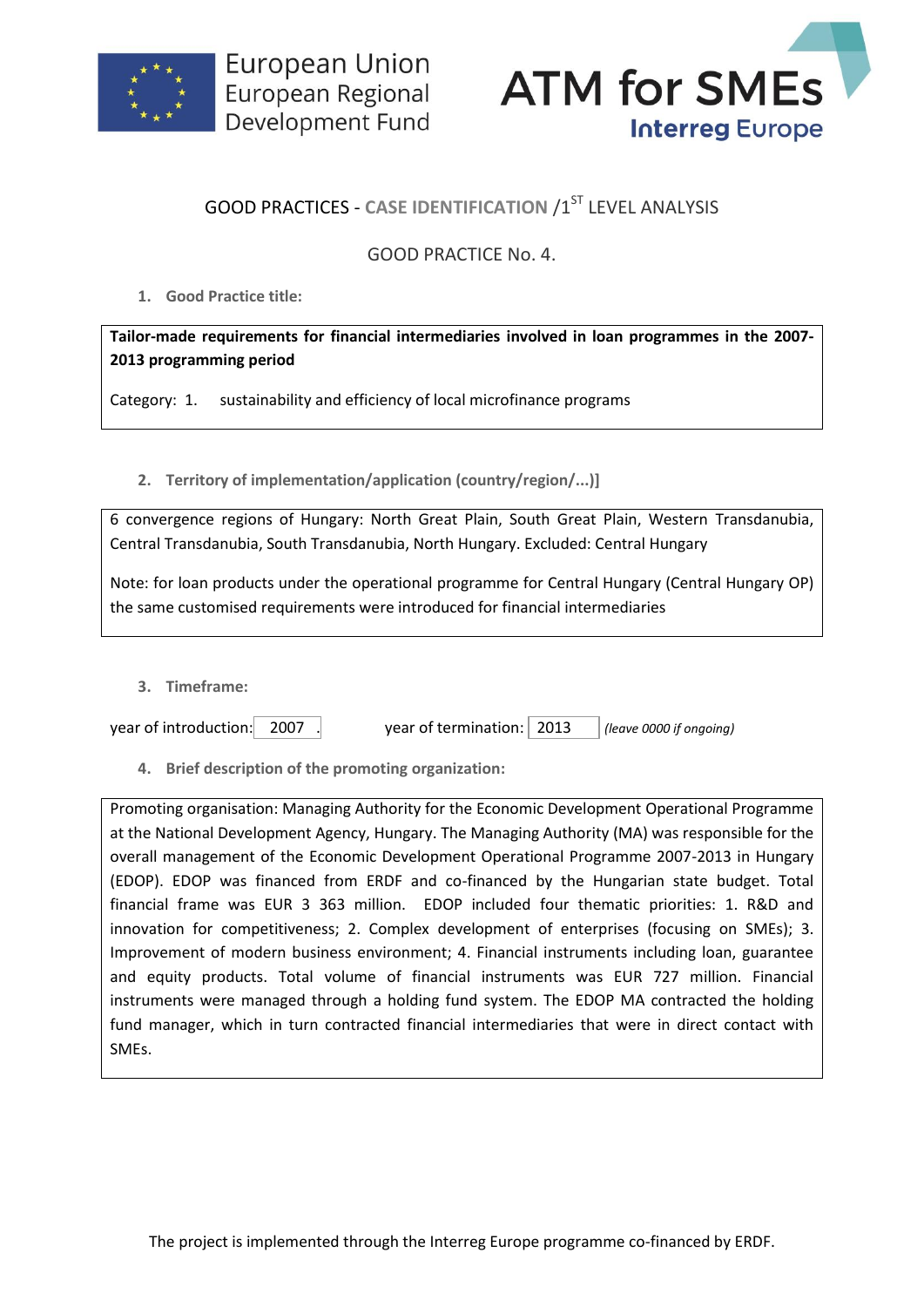European Union
European Regional
Development Fund

ATM for SMEs
Interreg Europe

## GOOD PRACTICES - CASE IDENTIFICATION /1ST LEVEL ANALYSIS

### GOOD PRACTICE No. 4.

1. **Good Practice title:**

**Tailor-made requirements for financial intermediaries involved in loan programmes in the 2007-2013 programming period**

Category: 1. sustainability and efficiency of local microfinance programs

2. **Territory of implementation/application (country/region/...)]**

6 convergence regions of Hungary: North Great Plain, South Great Plain, Western Transdanubia, Central Transdanubia, South Transdanubia, North Hungary. Excluded: Central Hungary

Note: for loan products under the operational programme for Central Hungary (Central Hungary OP) the same customised requirements were introduced for financial intermediaries

3. **Timeframe:**

year of introduction: 2007 . year of termination: 2013 *(leave 0000 if ongoing)*

4. **Brief description of the promoting organization:**

Promoting organisation: Managing Authority for the Economic Development Operational Programme at the National Development Agency, Hungary. The Managing Authority (MA) was responsible for the overall management of the Economic Development Operational Programme 2007-2013 in Hungary (EDOP). EDOP was financed from ERDF and co-financed by the Hungarian state budget. Total financial frame was EUR 3 363 million. EDOP included four thematic priorities: 1. R&D and innovation for competitiveness; 2. Complex development of enterprises (focusing on SMEs); 3. Improvement of modern business environment; 4. Financial instruments including loan, guarantee and equity products. Total volume of financial instruments was EUR 727 million. Financial instruments were managed through a holding fund system. The EDOP MA contracted the holding fund manager, which in turn contracted financial intermediaries that were in direct contact with SMEs.

The project is implemented through the Interreg Europe programme co-financed by ERDF.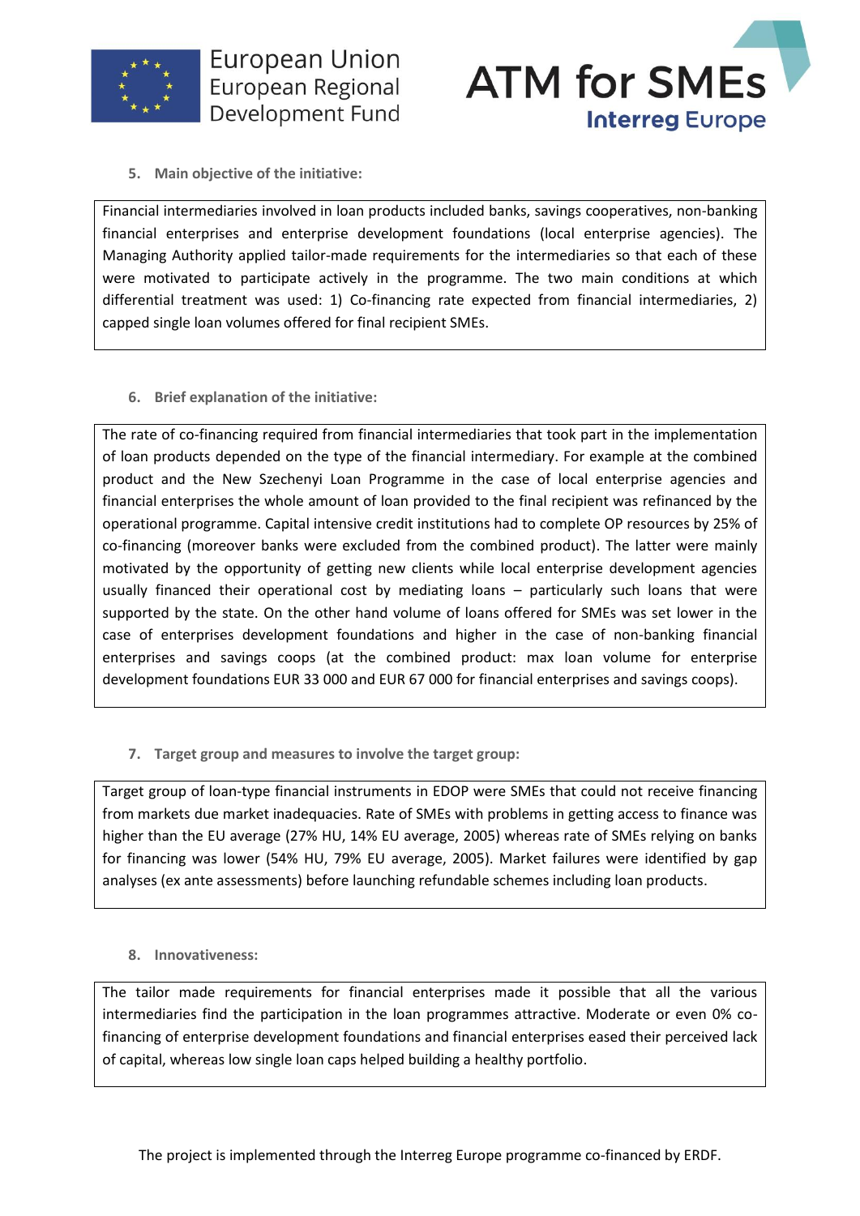## 5. Main objective of the initiative:

Financial intermediaries involved in loan products included banks, savings cooperatives, non-banking financial enterprises and enterprise development foundations (local enterprise agencies). The Managing Authority applied tailor-made requirements for the intermediaries so that each of these were motivated to participate actively in the programme. The two main conditions at which differential treatment was used: 1) Co-financing rate expected from financial intermediaries, 2) capped single loan volumes offered for final recipient SMEs.

## 6. Brief explanation of the initiative:

The rate of co-financing required from financial intermediaries that took part in the implementation of loan products depended on the type of the financial intermediary. For example at the combined product and the New Szechenyi Loan Programme in the case of local enterprise agencies and financial enterprises the whole amount of loan provided to the final recipient was refinanced by the operational programme. Capital intensive credit institutions had to complete OP resources by 25% of co-financing (moreover banks were excluded from the combined product). The latter were mainly motivated by the opportunity of getting new clients while local enterprise development agencies usually financed their operational cost by mediating loans – particularly such loans that were supported by the state. On the other hand volume of loans offered for SMEs was set lower in the case of enterprises development foundations and higher in the case of non-banking financial enterprises and savings coops (at the combined product: max loan volume for enterprise development foundations EUR 33 000 and EUR 67 000 for financial enterprises and savings coops).

## 7. Target group and measures to involve the target group:

Target group of loan-type financial instruments in EDOP were SMEs that could not receive financing from markets due market inadequacies. Rate of SMEs with problems in getting access to finance was higher than the EU average (27% HU, 14% EU average, 2005) whereas rate of SMEs relying on banks for financing was lower (54% HU, 79% EU average, 2005). Market failures were identified by gap analyses (ex ante assessments) before launching refundable schemes including loan products.

## 8. Innovativeness:

The tailor made requirements for financial enterprises made it possible that all the various intermediaries find the participation in the loan programmes attractive. Moderate or even 0% co-financing of enterprise development foundations and financial enterprises eased their perceived lack of capital, whereas low single loan caps helped building a healthy portfolio.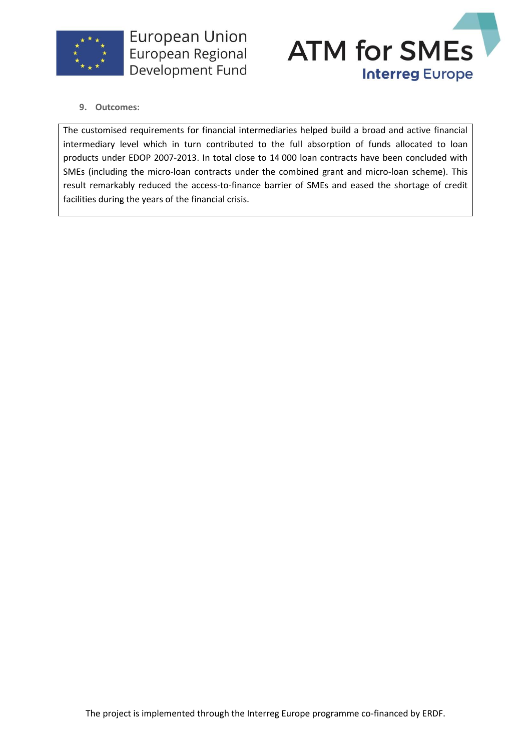9. **Outcomes:**

The customised requirements for financial intermediaries helped build a broad and active financial intermediary level which in turn contributed to the full absorption of funds allocated to loan products under EDOP 2007-2013. In total close to 14 000 loan contracts have been concluded with SMEs (including the micro-loan contracts under the combined grant and micro-loan scheme). This result remarkably reduced the access-to-finance barrier of SMEs and eased the shortage of credit facilities during the years of the financial crisis.